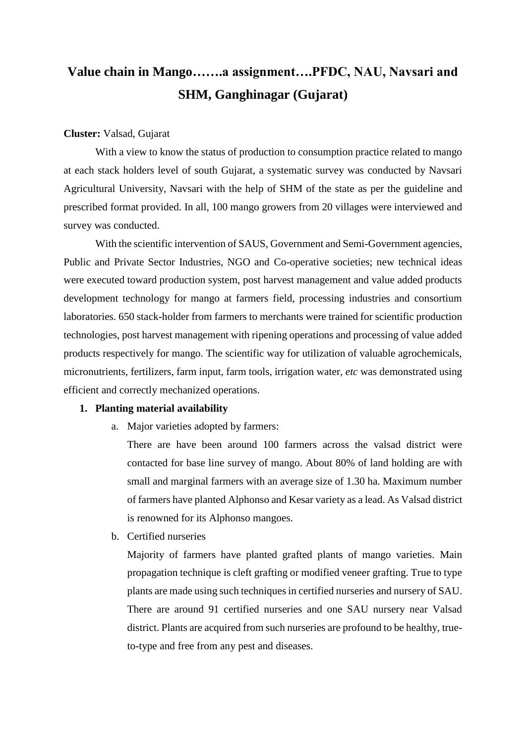# Value chain in Mango…….a assignment….PFDC, NAU, Navsari and SHM, Ganghinagar (Gujarat)

**Cluster:** Valsad, Gujarat

With a view to know the status of production to consumption practice related to mango at each stack holders level of south Gujarat, a systematic survey was conducted by Navsari Agricultural University, Navsari with the help of SHM of the state as per the guideline and prescribed format provided. In all, 100 mango growers from 20 villages were interviewed and survey was conducted.

With the scientific intervention of SAUS, Government and Semi-Government agencies, Public and Private Sector Industries, NGO and Co-operative societies; new technical ideas were executed toward production system, post harvest management and value added products development technology for mango at farmers field, processing industries and consortium laboratories. 650 stack-holder from farmers to merchants were trained for scientific production technologies, post harvest management with ripening operations and processing of value added products respectively for mango. The scientific way for utilization of valuable agrochemicals, micronutrients, fertilizers, farm input, farm tools, irrigation water, *etc* was demonstrated using efficient and correctly mechanized operations.

1. **Planting material availability**
   a. Major varieties adopted by farmers:

      There are have been around 100 farmers across the valsad district were contacted for base line survey of mango. About 80% of land holding are with small and marginal farmers with an average size of 1.30 ha. Maximum number of farmers have planted Alphonso and Kesar variety as a lead. As Valsad district is renowned for its Alphonso mangoes.

   b. Certified nurseries

      Majority of farmers have planted grafted plants of mango varieties. Main propagation technique is cleft grafting or modified veneer grafting. True to type plants are made using such techniques in certified nurseries and nursery of SAU. There are around 91 certified nurseries and one SAU nursery near Valsad district. Plants are acquired from such nurseries are profound to be healthy, true-to-type and free from any pest and diseases.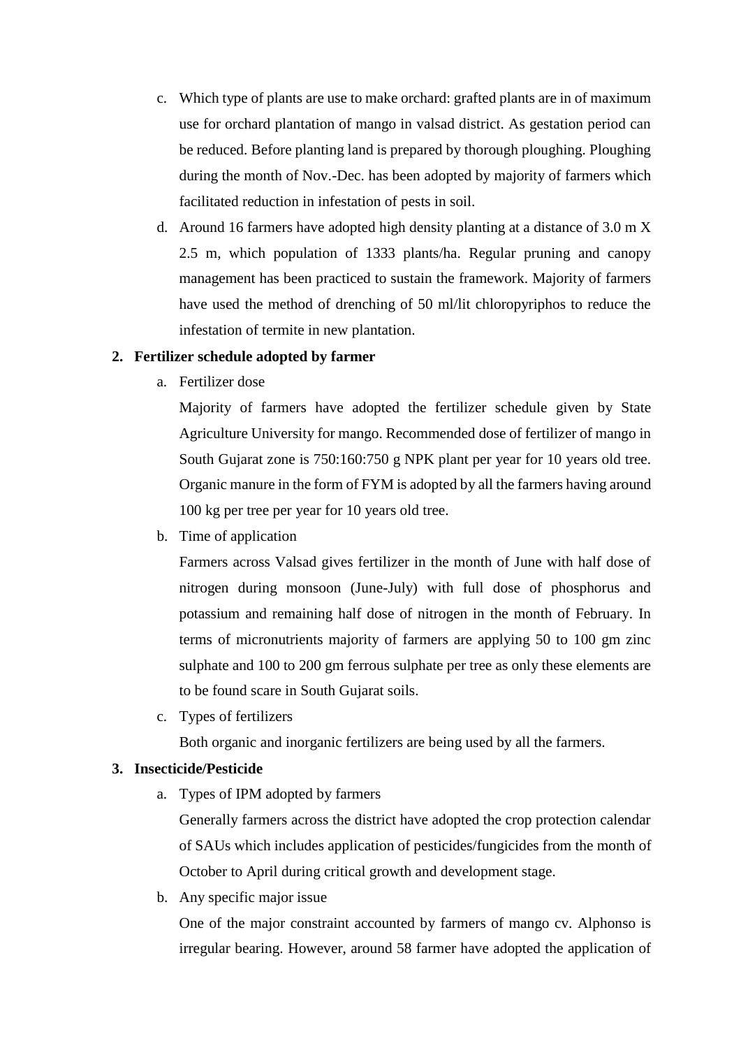c. Which type of plants are use to make orchard: grafted plants are in of maximum use for orchard plantation of mango in valsad district. As gestation period can be reduced. Before planting land is prepared by thorough ploughing. Ploughing during the month of Nov.-Dec. has been adopted by majority of farmers which facilitated reduction in infestation of pests in soil.

d. Around 16 farmers have adopted high density planting at a distance of 3.0 m X 2.5 m, which population of 1333 plants/ha. Regular pruning and canopy management has been practiced to sustain the framework. Majority of farmers have used the method of drenching of 50 ml/lit chloropyriphos to reduce the infestation of termite in new plantation.

**2. Fertilizer schedule adopted by farmer**

a. Fertilizer dose

Majority of farmers have adopted the fertilizer schedule given by State Agriculture University for mango. Recommended dose of fertilizer of mango in South Gujarat zone is 750:160:750 g NPK plant per year for 10 years old tree. Organic manure in the form of FYM is adopted by all the farmers having around 100 kg per tree per year for 10 years old tree.

b. Time of application

Farmers across Valsad gives fertilizer in the month of June with half dose of nitrogen during monsoon (June-July) with full dose of phosphorus and potassium and remaining half dose of nitrogen in the month of February. In terms of micronutrients majority of farmers are applying 50 to 100 gm zinc sulphate and 100 to 200 gm ferrous sulphate per tree as only these elements are to be found scare in South Gujarat soils.

c. Types of fertilizers

Both organic and inorganic fertilizers are being used by all the farmers.

**3. Insecticide/Pesticide**

a. Types of IPM adopted by farmers

Generally farmers across the district have adopted the crop protection calendar of SAUs which includes application of pesticides/fungicides from the month of October to April during critical growth and development stage.

b. Any specific major issue

One of the major constraint accounted by farmers of mango cv. Alphonso is irregular bearing. However, around 58 farmer have adopted the application of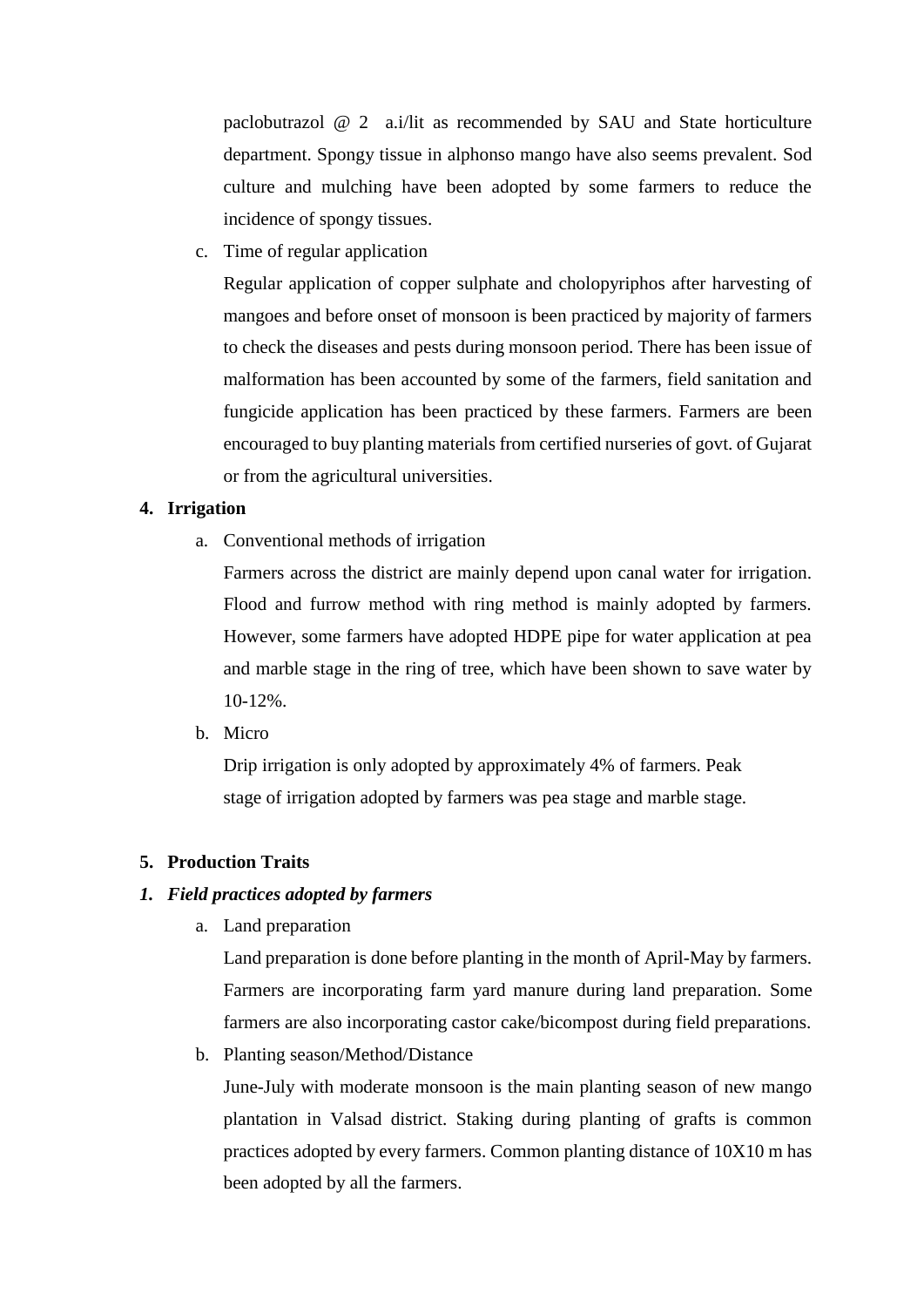paclobutrazol @ 2  a.i/lit as recommended by SAU and State horticulture department. Spongy tissue in alphonso mango have also seems prevalent. Sod culture and mulching have been adopted by some farmers to reduce the incidence of spongy tissues.

c. Time of regular application

   Regular application of copper sulphate and cholopyriphos after harvesting of mangoes and before onset of monsoon is been practiced by majority of farmers to check the diseases and pests during monsoon period. There has been issue of malformation has been accounted by some of the farmers, field sanitation and fungicide application has been practiced by these farmers. Farmers are been encouraged to buy planting materials from certified nurseries of govt. of Gujarat or from the agricultural universities.

**4. Irrigation**

a. Conventional methods of irrigation

   Farmers across the district are mainly depend upon canal water for irrigation. Flood and furrow method with ring method is mainly adopted by farmers. However, some farmers have adopted HDPE pipe for water application at pea and marble stage in the ring of tree, which have been shown to save water by 10-12%.

b. Micro

   Drip irrigation is only adopted by approximately 4% of farmers. Peak stage of irrigation adopted by farmers was pea stage and marble stage.

**5. Production Traits**

***1. Field practices adopted by farmers***

a. Land preparation

   Land preparation is done before planting in the month of April-May by farmers. Farmers are incorporating farm yard manure during land preparation. Some farmers are also incorporating castor cake/bicompost during field preparations.

b. Planting season/Method/Distance

   June-July with moderate monsoon is the main planting season of new mango plantation in Valsad district. Staking during planting of grafts is common practices adopted by every farmers. Common planting distance of 10X10 m has been adopted by all the farmers.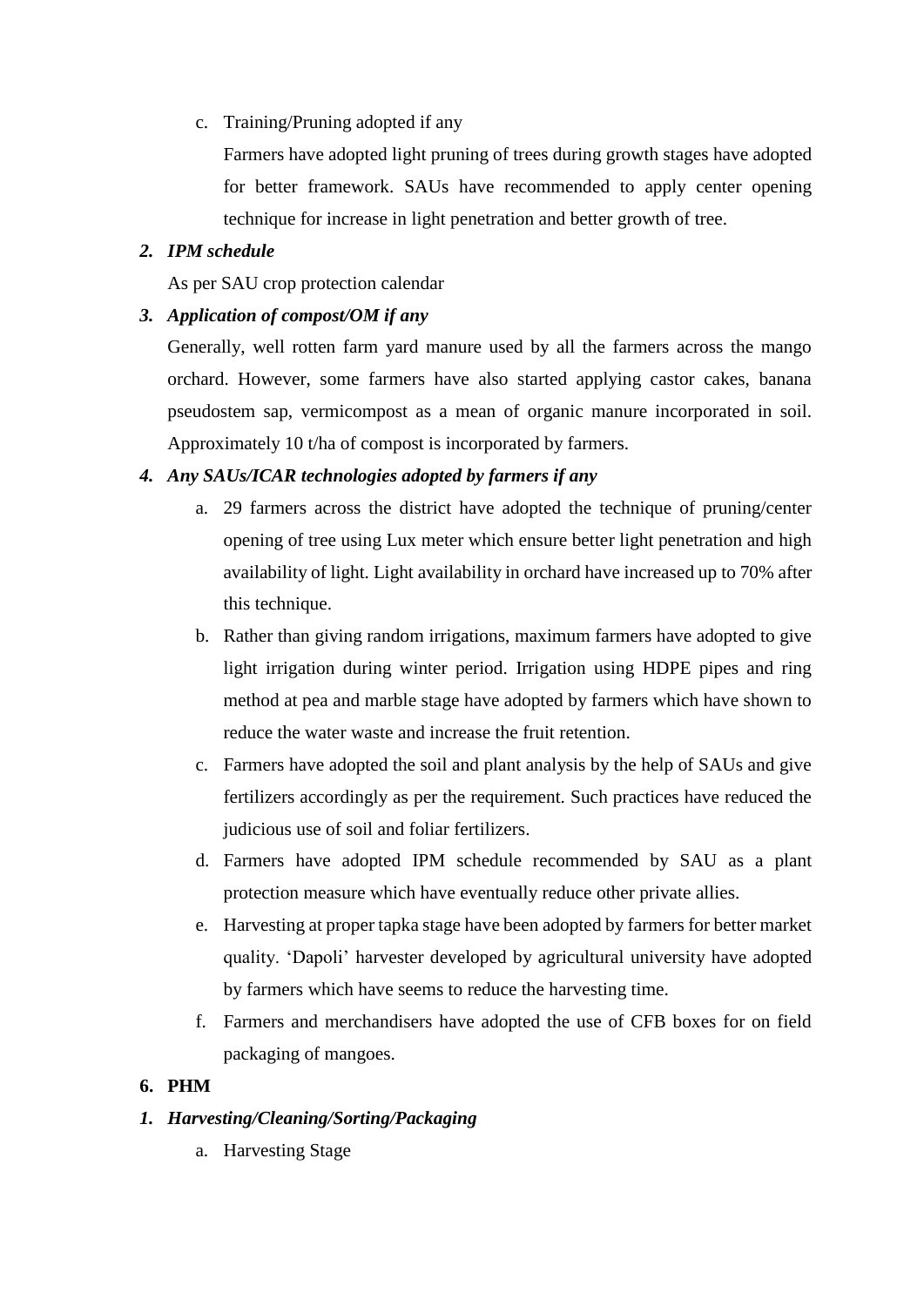c. Training/Pruning adopted if any

   Farmers have adopted light pruning of trees during growth stages have adopted for better framework. SAUs have recommended to apply center opening technique for increase in light penetration and better growth of tree.

***2. IPM schedule***

As per SAU crop protection calendar

***3. Application of compost/OM if any***

Generally, well rotten farm yard manure used by all the farmers across the mango orchard. However, some farmers have also started applying castor cakes, banana pseudostem sap, vermicompost as a mean of organic manure incorporated in soil. Approximately 10 t/ha of compost is incorporated by farmers.

***4. Any SAUs/ICAR technologies adopted by farmers if any***

a. 29 farmers across the district have adopted the technique of pruning/center opening of tree using Lux meter which ensure better light penetration and high availability of light. Light availability in orchard have increased up to 70% after this technique.

b. Rather than giving random irrigations, maximum farmers have adopted to give light irrigation during winter period. Irrigation using HDPE pipes and ring method at pea and marble stage have adopted by farmers which have shown to reduce the water waste and increase the fruit retention.

c. Farmers have adopted the soil and plant analysis by the help of SAUs and give fertilizers accordingly as per the requirement. Such practices have reduced the judicious use of soil and foliar fertilizers.

d. Farmers have adopted IPM schedule recommended by SAU as a plant protection measure which have eventually reduce other private allies.

e. Harvesting at proper tapka stage have been adopted by farmers for better market quality. 'Dapoli' harvester developed by agricultural university have adopted by farmers which have seems to reduce the harvesting time.

f. Farmers and merchandisers have adopted the use of CFB boxes for on field packaging of mangoes.

**6. PHM**

***1. Harvesting/Cleaning/Sorting/Packaging***

a. Harvesting Stage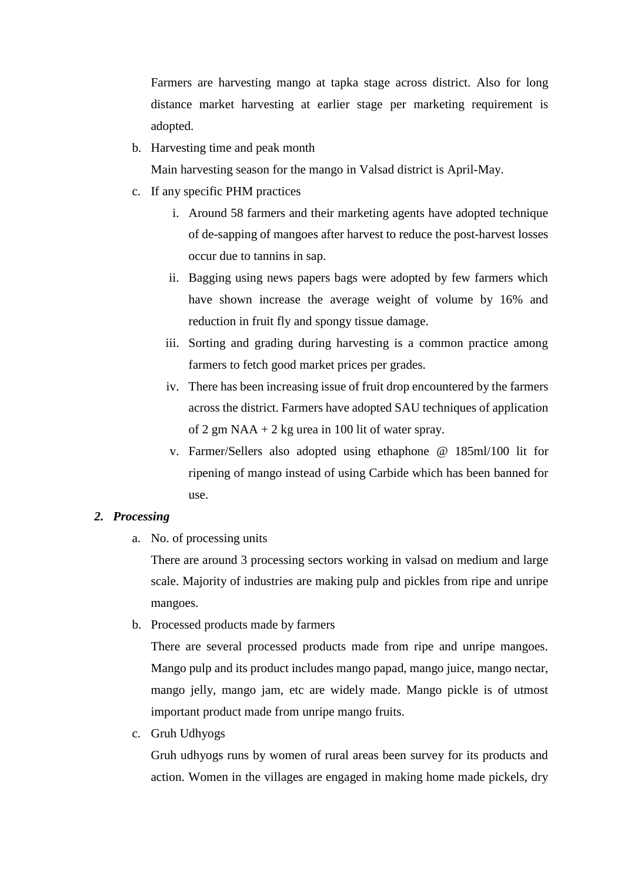Farmers are harvesting mango at tapka stage across district. Also for long distance market harvesting at earlier stage per marketing requirement is adopted.

b. Harvesting time and peak month

   Main harvesting season for the mango in Valsad district is April-May.

c. If any specific PHM practices

   i. Around 58 farmers and their marketing agents have adopted technique of de-sapping of mangoes after harvest to reduce the post-harvest losses occur due to tannins in sap.
   ii. Bagging using news papers bags were adopted by few farmers which have shown increase the average weight of volume by 16% and reduction in fruit fly and spongy tissue damage.
   iii. Sorting and grading during harvesting is a common practice among farmers to fetch good market prices per grades.
   iv. There has been increasing issue of fruit drop encountered by the farmers across the district. Farmers have adopted SAU techniques of application of 2 gm NAA + 2 kg urea in 100 lit of water spray.
   v. Farmer/Sellers also adopted using ethaphone @ 185ml/100 lit for ripening of mango instead of using Carbide which has been banned for use.

**2. *Processing***

a. No. of processing units

   There are around 3 processing sectors working in valsad on medium and large scale. Majority of industries are making pulp and pickles from ripe and unripe mangoes.

b. Processed products made by farmers

   There are several processed products made from ripe and unripe mangoes. Mango pulp and its product includes mango papad, mango juice, mango nectar, mango jelly, mango jam, etc are widely made. Mango pickle is of utmost important product made from unripe mango fruits.

c. Gruh Udhyogs

   Gruh udhyogs runs by women of rural areas been survey for its products and action. Women in the villages are engaged in making home made pickels, dry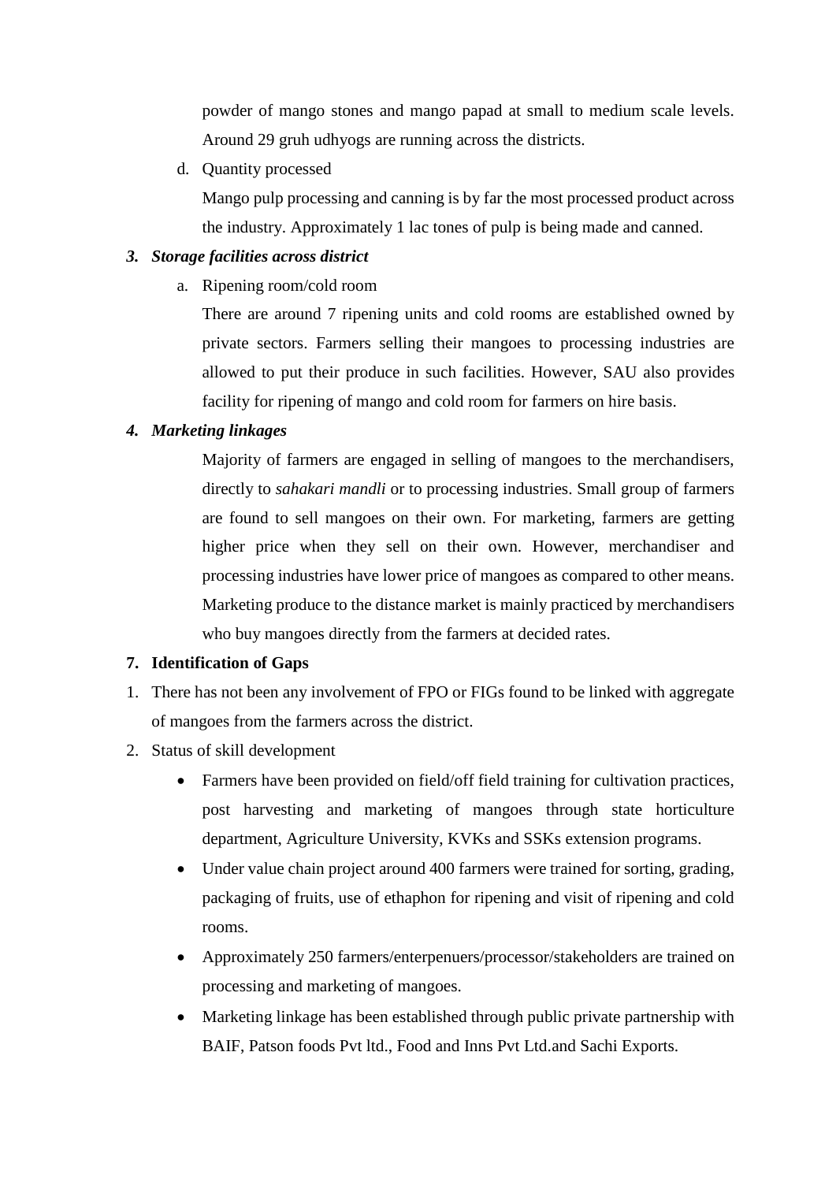powder of mango stones and mango papad at small to medium scale levels. Around 29 gruh udhyogs are running across the districts.

d. Quantity processed

Mango pulp processing and canning is by far the most processed product across the industry. Approximately 1 lac tones of pulp is being made and canned.

***3. Storage facilities across district***

a. Ripening room/cold room

There are around 7 ripening units and cold rooms are established owned by private sectors. Farmers selling their mangoes to processing industries are allowed to put their produce in such facilities. However, SAU also provides facility for ripening of mango and cold room for farmers on hire basis.

***4. Marketing linkages***

Majority of farmers are engaged in selling of mangoes to the merchandisers, directly to *sahakari mandli* or to processing industries. Small group of farmers are found to sell mangoes on their own. For marketing, farmers are getting higher price when they sell on their own. However, merchandiser and processing industries have lower price of mangoes as compared to other means. Marketing produce to the distance market is mainly practiced by merchandisers who buy mangoes directly from the farmers at decided rates.

**7. Identification of Gaps**

1. There has not been any involvement of FPO or FIGs found to be linked with aggregate of mangoes from the farmers across the district.
2. Status of skill development
   - Farmers have been provided on field/off field training for cultivation practices, post harvesting and marketing of mangoes through state horticulture department, Agriculture University, KVKs and SSKs extension programs.
   - Under value chain project around 400 farmers were trained for sorting, grading, packaging of fruits, use of ethaphon for ripening and visit of ripening and cold rooms.
   - Approximately 250 farmers/enterpenuers/processor/stakeholders are trained on processing and marketing of mangoes.
   - Marketing linkage has been established through public private partnership with BAIF, Patson foods Pvt ltd., Food and Inns Pvt Ltd.and Sachi Exports.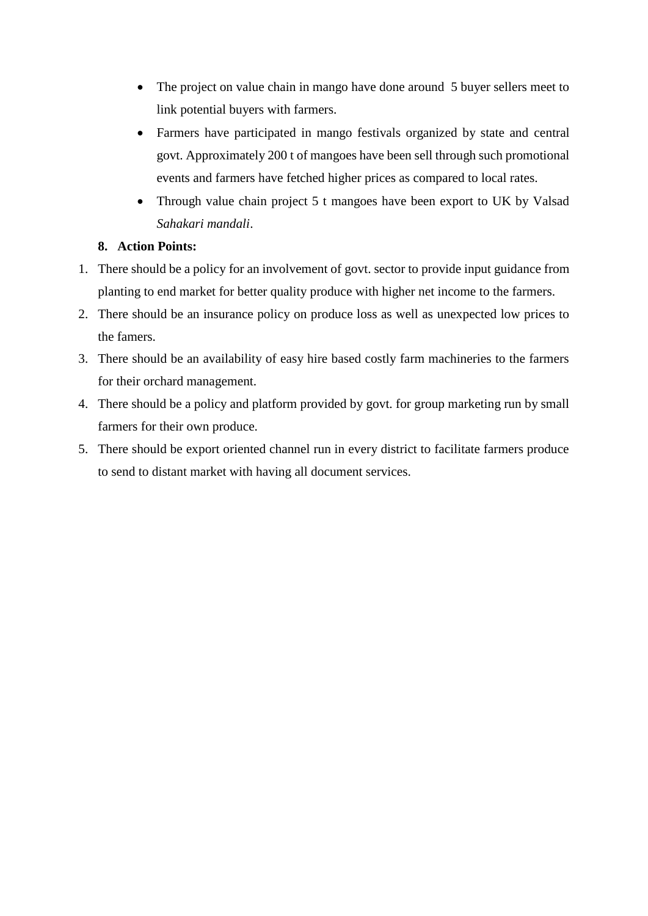- The project on value chain in mango have done around 5 buyer sellers meet to link potential buyers with farmers.
- Farmers have participated in mango festivals organized by state and central govt. Approximately 200 t of mangoes have been sell through such promotional events and farmers have fetched higher prices as compared to local rates.
- Through value chain project 5 t mangoes have been export to UK by Valsad *Sahakari mandali*.

**8. Action Points:**

1. There should be a policy for an involvement of govt. sector to provide input guidance from planting to end market for better quality produce with higher net income to the farmers.
2. There should be an insurance policy on produce loss as well as unexpected low prices to the famers.
3. There should be an availability of easy hire based costly farm machineries to the farmers for their orchard management.
4. There should be a policy and platform provided by govt. for group marketing run by small farmers for their own produce.
5. There should be export oriented channel run in every district to facilitate farmers produce to send to distant market with having all document services.